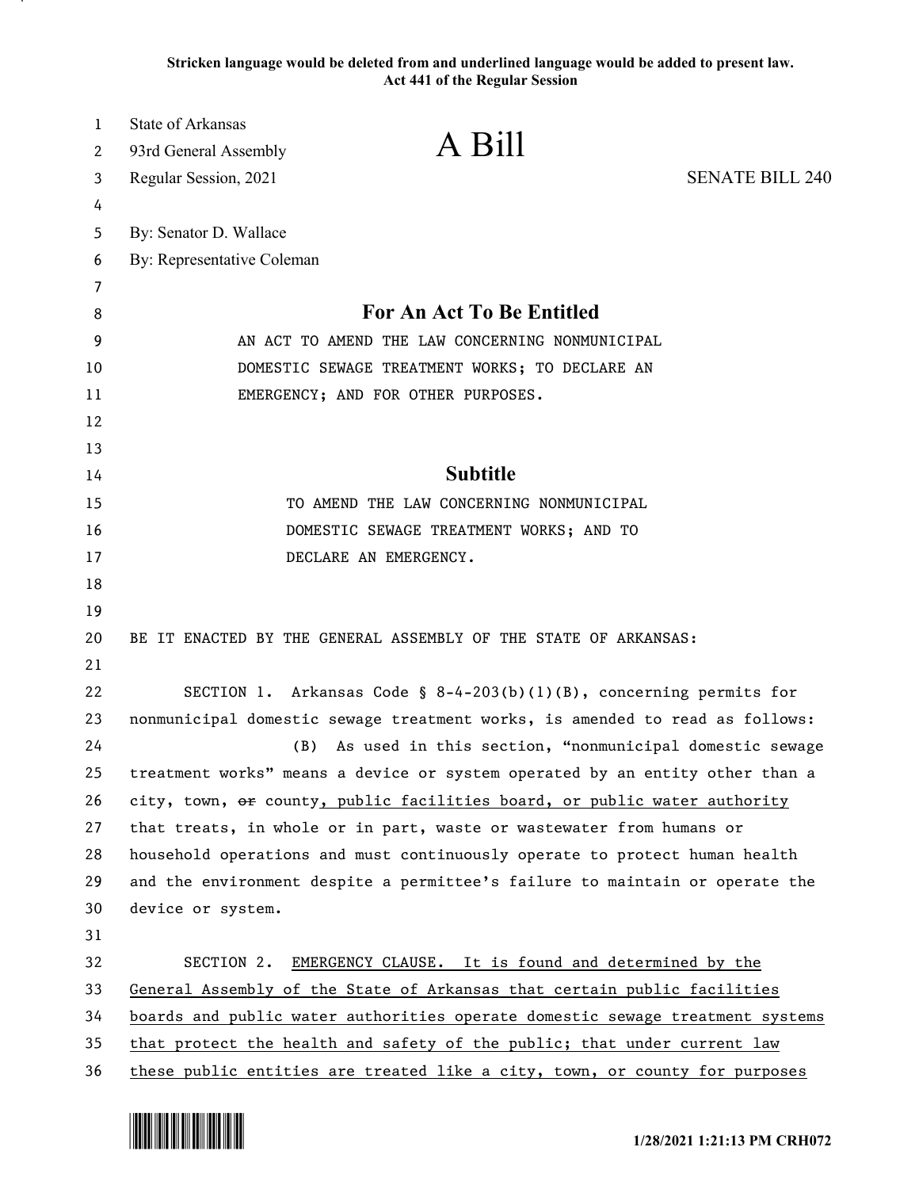**Stricken language would be deleted from and underlined language would be added to present law.**
**Act 441 of the Regular Session**

State of Arkansas
93rd General Assembly
Regular Session, 2021

# A Bill

SENATE BILL 240

By: Senator D. Wallace
By: Representative Coleman

## For An Act To Be Entitled

AN ACT TO AMEND THE LAW CONCERNING NONMUNICIPAL DOMESTIC SEWAGE TREATMENT WORKS; TO DECLARE AN EMERGENCY; AND FOR OTHER PURPOSES.

## Subtitle

TO AMEND THE LAW CONCERNING NONMUNICIPAL DOMESTIC SEWAGE TREATMENT WORKS; AND TO DECLARE AN EMERGENCY.

BE IT ENACTED BY THE GENERAL ASSEMBLY OF THE STATE OF ARKANSAS:

SECTION 1. Arkansas Code § 8-4-203(b)(1)(B), concerning permits for nonmunicipal domestic sewage treatment works, is amended to read as follows:

(B) As used in this section, "nonmunicipal domestic sewage treatment works" means a device or system operated by an entity other than a city, town, ~~or~~ county, <u>public facilities board, or public water authority</u> that treats, in whole or in part, waste or wastewater from humans or household operations and must continuously operate to protect human health and the environment despite a permittee's failure to maintain or operate the device or system.

SECTION 2. <u>EMERGENCY CLAUSE. It is found and determined by the General Assembly of the State of Arkansas that certain public facilities boards and public water authorities operate domestic sewage treatment systems that protect the health and safety of the public; that under current law these public entities are treated like a city, town, or county for purposes</u>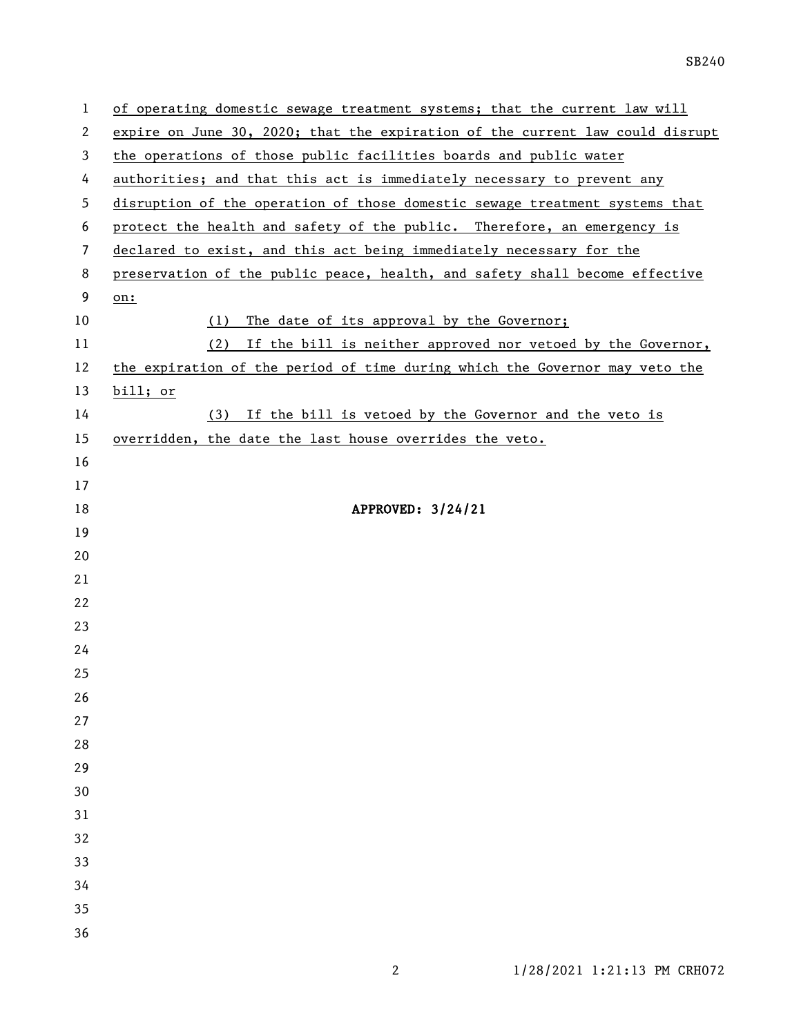of operating domestic sewage treatment systems; that the current law will expire on June 30, 2020; that the expiration of the current law could disrupt the operations of those public facilities boards and public water authorities; and that this act is immediately necessary to prevent any disruption of the operation of those domestic sewage treatment systems that protect the health and safety of the public. Therefore, an emergency is declared to exist, and this act being immediately necessary for the preservation of the public peace, health, and safety shall become effective on:

(1) The date of its approval by the Governor;

(2) If the bill is neither approved nor vetoed by the Governor, the expiration of the period of time during which the Governor may veto the bill; or

(3) If the bill is vetoed by the Governor and the veto is overridden, the date the last house overrides the veto.

**APPROVED: 3/24/21**